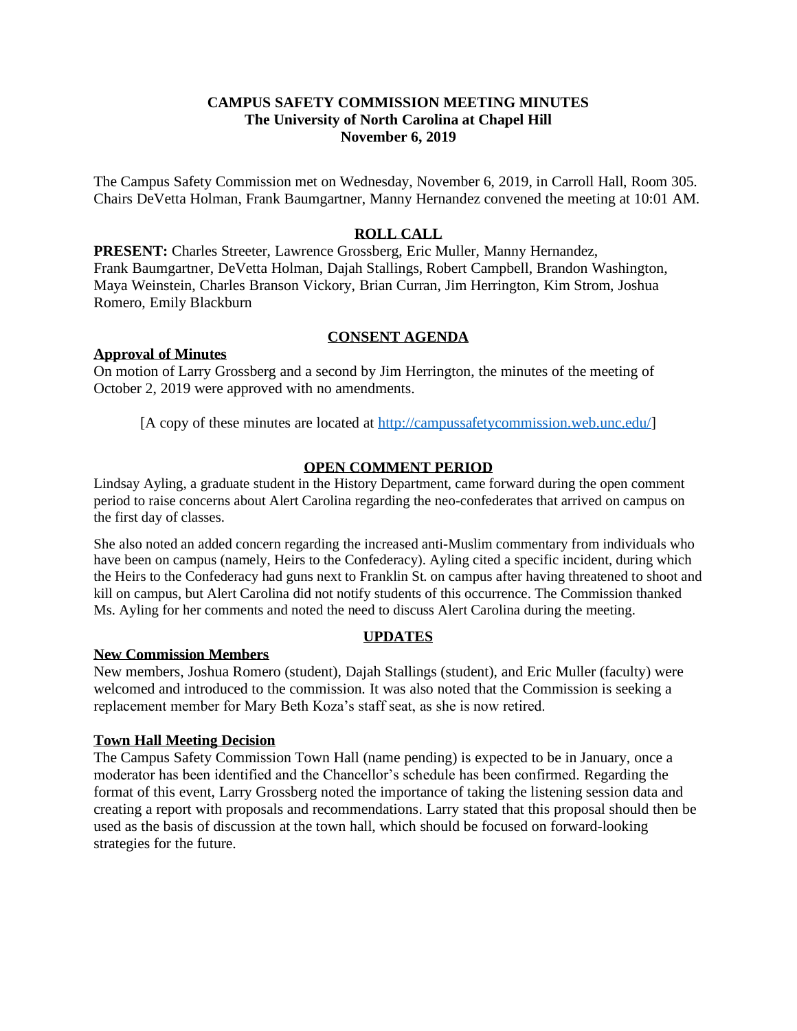**CAMPUS SAFETY COMMISSION MEETING MINUTES**
**The University of North Carolina at Chapel Hill**
**November 6, 2019**

The Campus Safety Commission met on Wednesday, November 6, 2019, in Carroll Hall, Room 305. Chairs DeVetta Holman, Frank Baumgartner, Manny Hernandez convened the meeting at 10:01 AM.

## ROLL CALL

**PRESENT:** Charles Streeter, Lawrence Grossberg, Eric Muller, Manny Hernandez, Frank Baumgartner, DeVetta Holman, Dajah Stallings, Robert Campbell, Brandon Washington, Maya Weinstein, Charles Branson Vickory, Brian Curran, Jim Herrington, Kim Strom, Joshua Romero, Emily Blackburn

## CONSENT AGENDA

### Approval of Minutes

On motion of Larry Grossberg and a second by Jim Herrington, the minutes of the meeting of October 2, 2019 were approved with no amendments.

[A copy of these minutes are located at http://campussafetycommission.web.unc.edu/]

## OPEN COMMENT PERIOD

Lindsay Ayling, a graduate student in the History Department, came forward during the open comment period to raise concerns about Alert Carolina regarding the neo-confederates that arrived on campus on the first day of classes.

She also noted an added concern regarding the increased anti-Muslim commentary from individuals who have been on campus (namely, Heirs to the Confederacy). Ayling cited a specific incident, during which the Heirs to the Confederacy had guns next to Franklin St. on campus after having threatened to shoot and kill on campus, but Alert Carolina did not notify students of this occurrence. The Commission thanked Ms. Ayling for her comments and noted the need to discuss Alert Carolina during the meeting.

## UPDATES

### New Commission Members

New members, Joshua Romero (student), Dajah Stallings (student), and Eric Muller (faculty) were welcomed and introduced to the commission. It was also noted that the Commission is seeking a replacement member for Mary Beth Koza's staff seat, as she is now retired.

### Town Hall Meeting Decision

The Campus Safety Commission Town Hall (name pending) is expected to be in January, once a moderator has been identified and the Chancellor's schedule has been confirmed. Regarding the format of this event, Larry Grossberg noted the importance of taking the listening session data and creating a report with proposals and recommendations. Larry stated that this proposal should then be used as the basis of discussion at the town hall, which should be focused on forward-looking strategies for the future.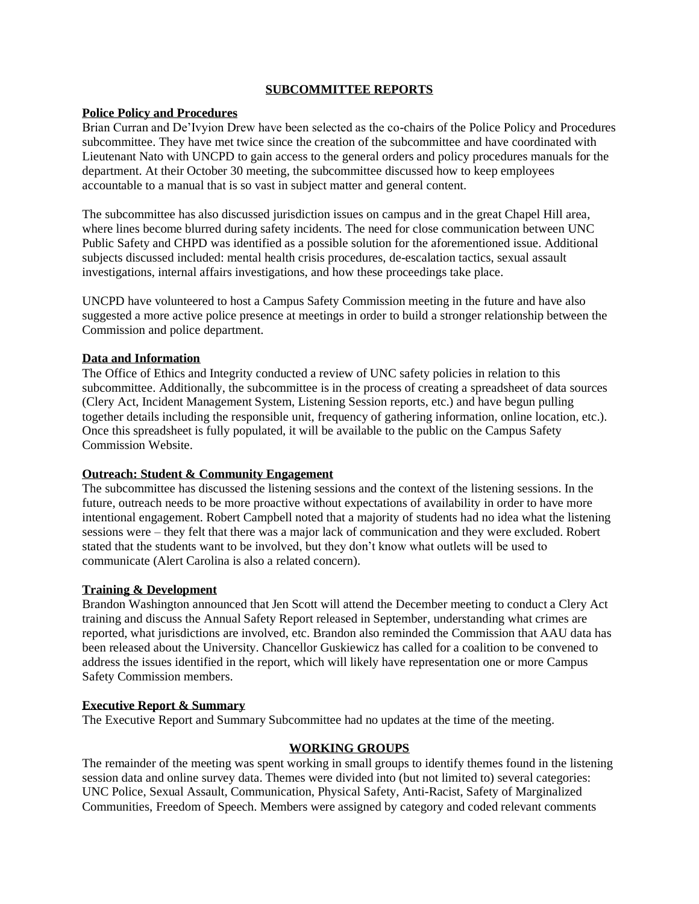## SUBCOMMITTEE REPORTS

### Police Policy and Procedures

Brian Curran and De'Ivyion Drew have been selected as the co-chairs of the Police Policy and Procedures subcommittee. They have met twice since the creation of the subcommittee and have coordinated with Lieutenant Nato with UNCPD to gain access to the general orders and policy procedures manuals for the department. At their October 30 meeting, the subcommittee discussed how to keep employees accountable to a manual that is so vast in subject matter and general content.

The subcommittee has also discussed jurisdiction issues on campus and in the great Chapel Hill area, where lines become blurred during safety incidents. The need for close communication between UNC Public Safety and CHPD was identified as a possible solution for the aforementioned issue. Additional subjects discussed included: mental health crisis procedures, de-escalation tactics, sexual assault investigations, internal affairs investigations, and how these proceedings take place.

UNCPD have volunteered to host a Campus Safety Commission meeting in the future and have also suggested a more active police presence at meetings in order to build a stronger relationship between the Commission and police department.

### Data and Information

The Office of Ethics and Integrity conducted a review of UNC safety policies in relation to this subcommittee. Additionally, the subcommittee is in the process of creating a spreadsheet of data sources (Clery Act, Incident Management System, Listening Session reports, etc.) and have begun pulling together details including the responsible unit, frequency of gathering information, online location, etc.). Once this spreadsheet is fully populated, it will be available to the public on the Campus Safety Commission Website.

### Outreach: Student & Community Engagement

The subcommittee has discussed the listening sessions and the context of the listening sessions. In the future, outreach needs to be more proactive without expectations of availability in order to have more intentional engagement. Robert Campbell noted that a majority of students had no idea what the listening sessions were – they felt that there was a major lack of communication and they were excluded. Robert stated that the students want to be involved, but they don't know what outlets will be used to communicate (Alert Carolina is also a related concern).

### Training & Development

Brandon Washington announced that Jen Scott will attend the December meeting to conduct a Clery Act training and discuss the Annual Safety Report released in September, understanding what crimes are reported, what jurisdictions are involved, etc. Brandon also reminded the Commission that AAU data has been released about the University. Chancellor Guskiewicz has called for a coalition to be convened to address the issues identified in the report, which will likely have representation one or more Campus Safety Commission members.

### Executive Report & Summary

The Executive Report and Summary Subcommittee had no updates at the time of the meeting.

## WORKING GROUPS

The remainder of the meeting was spent working in small groups to identify themes found in the listening session data and online survey data. Themes were divided into (but not limited to) several categories: UNC Police, Sexual Assault, Communication, Physical Safety, Anti-Racist, Safety of Marginalized Communities, Freedom of Speech. Members were assigned by category and coded relevant comments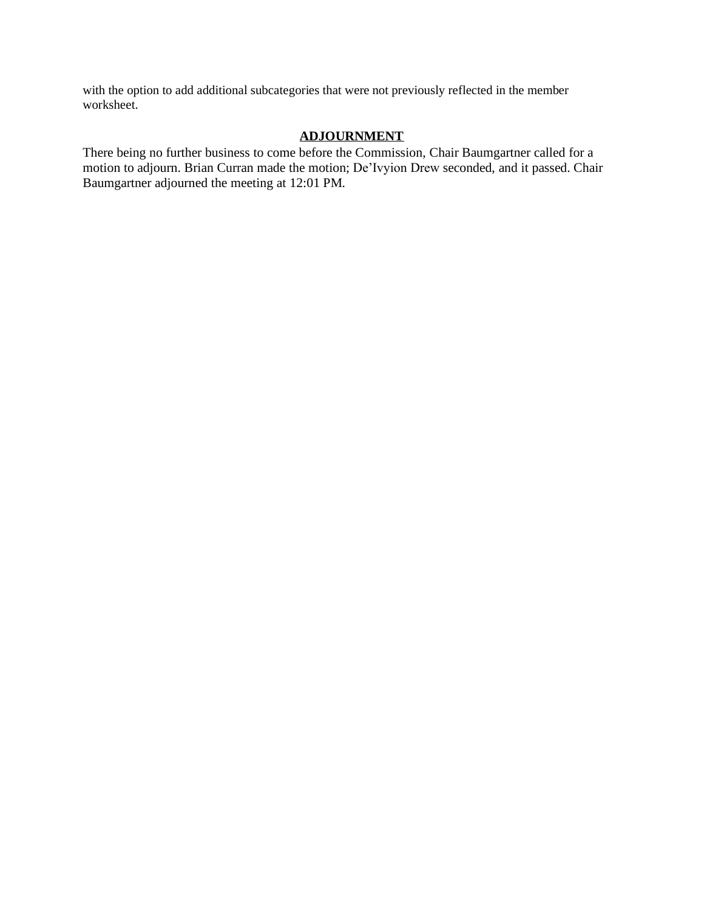with the option to add additional subcategories that were not previously reflected in the member worksheet.

## ADJOURNMENT

There being no further business to come before the Commission, Chair Baumgartner called for a motion to adjourn. Brian Curran made the motion; De'Ivyion Drew seconded, and it passed. Chair Baumgartner adjourned the meeting at 12:01 PM.